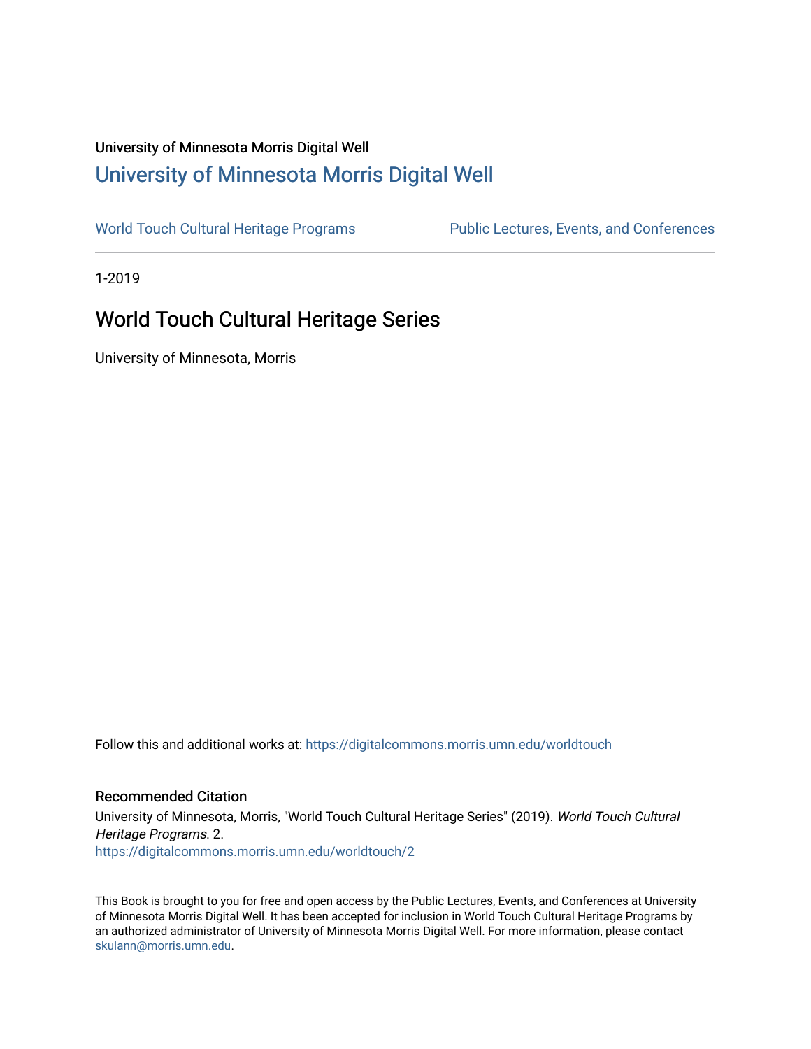University of Minnesota Morris Digital Well

# University of Minnesota Morris Digital Well

World Touch Cultural Heritage Programs | Public Lectures, Events, and Conferences

1-2019

## World Touch Cultural Heritage Series

University of Minnesota, Morris

Follow this and additional works at: https://digitalcommons.morris.umn.edu/worldtouch

### Recommended Citation

University of Minnesota, Morris, "World Touch Cultural Heritage Series" (2019). *World Touch Cultural Heritage Programs*. 2.
https://digitalcommons.morris.umn.edu/worldtouch/2

This Book is brought to you for free and open access by the Public Lectures, Events, and Conferences at University of Minnesota Morris Digital Well. It has been accepted for inclusion in World Touch Cultural Heritage Programs by an authorized administrator of University of Minnesota Morris Digital Well. For more information, please contact skulann@morris.umn.edu.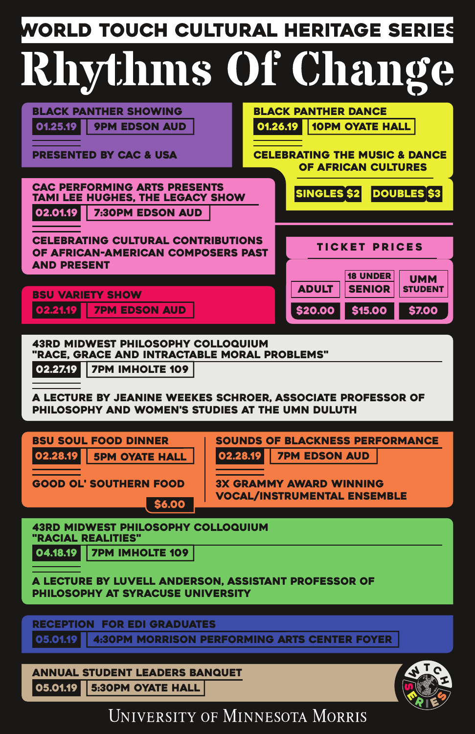# WORLD TOUCH CULTURAL HERITAGE SERIES

# Rhythms Of Change

## BLACK PANTHER SHOWING

01.25.19 | 9PM EDSON AUD

PRESENTED BY CAC & USA

## BLACK PANTHER DANCE

01.26.19 | 10PM OYATE HALL

CELEBRATING THE MUSIC & DANCE OF AFRICAN CULTURES

SINGLES $2 | DOUBLES $3

## CAC PERFORMING ARTS PRESENTS TAMI LEE HUGHES, THE LEGACY SHOW

02.01.19 | 7:30PM EDSON AUD

CELEBRATING CULTURAL CONTRIBUTIONS OF AFRICAN-AMERICAN COMPOSERS PAST AND PRESENT

### TICKET PRICES

| ADULT | 18 UNDER SENIOR | UMM STUDENT |
|---|---|---|
| $20.00 | $15.00 | $7.00 |

## BSU VARIETY SHOW

02.21.19 | 7PM EDSON AUD

## 43RD MIDWEST PHILOSOPHY COLLOQUIUM "RACE, GRACE AND INTRACTABLE MORAL PROBLEMS"

02.27.19 | 7PM IMHOLTE 109

A LECTURE BY JEANINE WEEKES SCHROER, ASSOCIATE PROFESSOR OF PHILOSOPHY AND WOMEN'S STUDIES AT THE UMN DULUTH

## BSU SOUL FOOD DINNER

02.28.19 | 5PM OYATE HALL

GOOD OL' SOUTHERN FOOD

$6.00

## SOUNDS OF BLACKNESS PERFORMANCE

02.28.19 | 7PM EDSON AUD

3X GRAMMY AWARD WINNING VOCAL/INSTRUMENTAL ENSEMBLE

## 43RD MIDWEST PHILOSOPHY COLLOQUIUM "RACIAL REALITIES"

04.18.19 | 7PM IMHOLTE 109

A LECTURE BY LUVELL ANDERSON, ASSISTANT PROFESSOR OF PHILOSOPHY AT SYRACUSE UNIVERSITY

## RECEPTION FOR EDI GRADUATES

05.01.19 | 4:30PM MORRISON PERFORMING ARTS CENTER FOYER

## ANNUAL STUDENT LEADERS BANQUET

05.01.19 | 5:30PM OYATE HALL

WTCH SERIES

UNIVERSITY OF MINNESOTA MORRIS